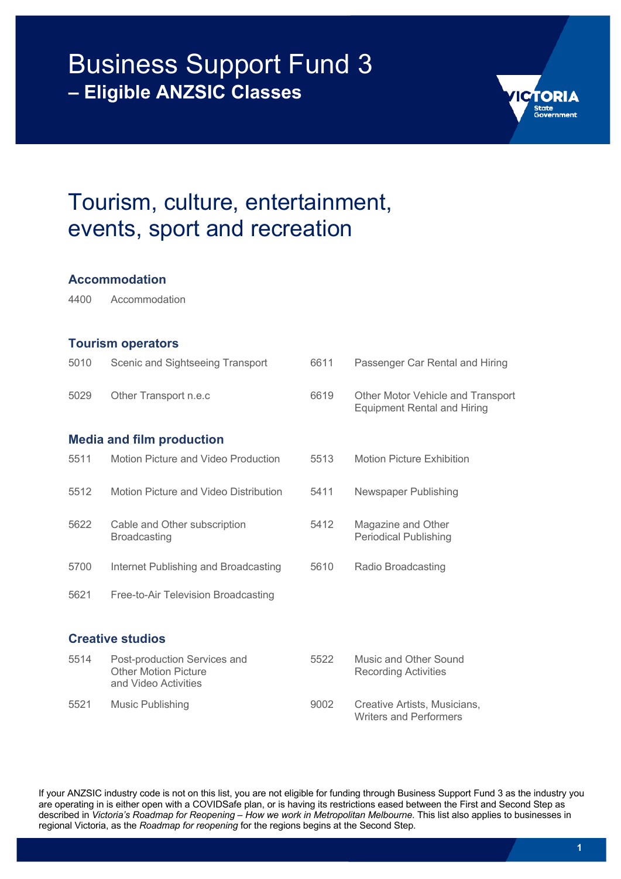# Business Support Fund 3

## – Eligible ANZSIC Classes

# Tourism, culture, entertainment, events, sport and recreation

### Accommodation

4400 Accommodation

### Tourism operators

5010 Scenic and Sightseeing Transport

5029 Other Transport n.e.c

6611 Passenger Car Rental and Hiring

6619 Other Motor Vehicle and Transport Equipment Rental and Hiring

### Media and film production

5511 Motion Picture and Video Production

5512 Motion Picture and Video Distribution

5622 Cable and Other subscription Broadcasting

5700 Internet Publishing and Broadcasting

5621 Free-to-Air Television Broadcasting

5513 Motion Picture Exhibition

5411 Newspaper Publishing

5412 Magazine and Other Periodical Publishing

5610 Radio Broadcasting

### Creative studios

5514 Post-production Services and Other Motion Picture and Video Activities

5521 Music Publishing

5522 Music and Other Sound Recording Activities

9002 Creative Artists, Musicians, Writers and Performers

If your ANZSIC industry code is not on this list, you are not eligible for funding through Business Support Fund 3 as the industry you are operating in is either open with a COVIDSafe plan, or is having its restrictions eased between the First and Second Step as described in *Victoria's Roadmap for Reopening – How we work in Metropolitan Melbourne.* This list also applies to businesses in regional Victoria, as the *Roadmap for reopening* for the regions begins at the Second Step.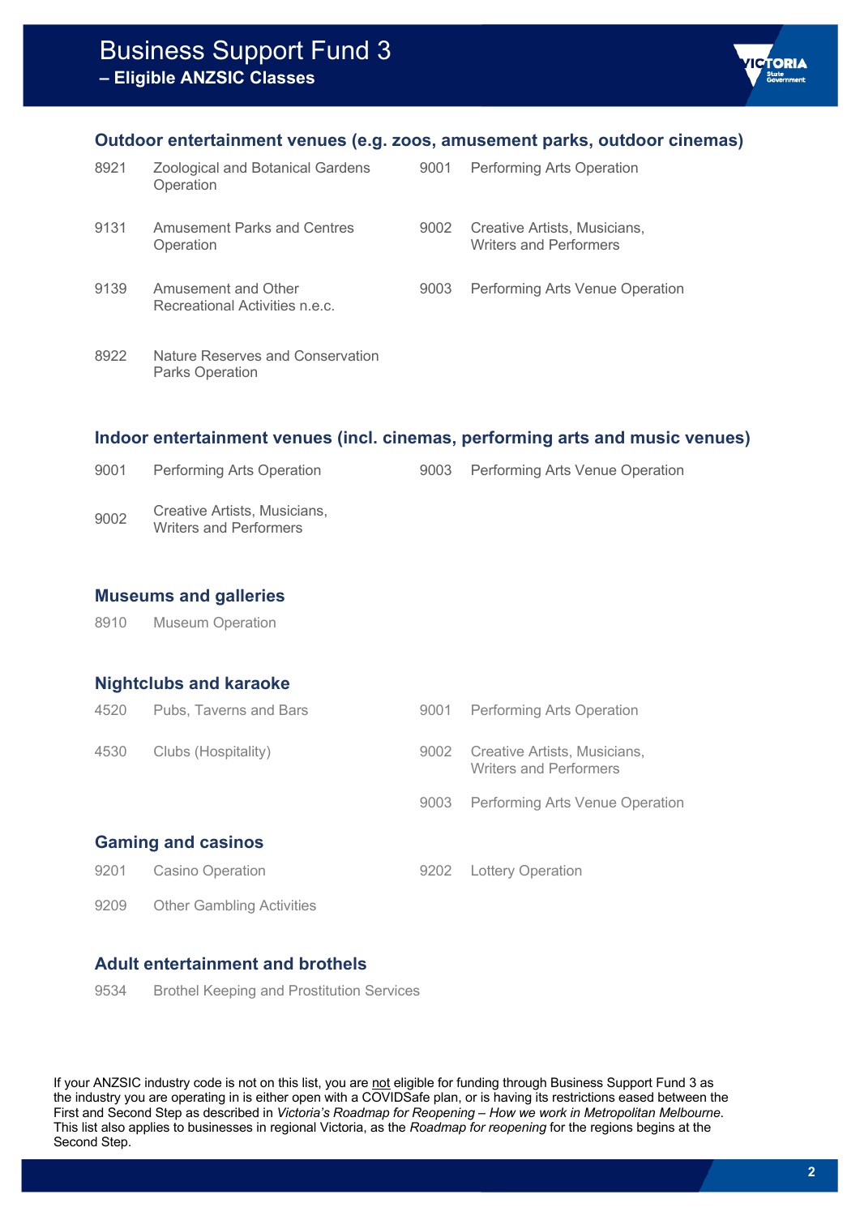# Business Support Fund 3
## – Eligible ANZSIC Classes

### Outdoor entertainment venues (e.g. zoos, amusement parks, outdoor cinemas)

| Code | Class | Code | Class |
|---|---|---|---|
| 8921 | Zoological and Botanical Gardens Operation | 9001 | Performing Arts Operation |
| 9131 | Amusement Parks and Centres Operation | 9002 | Creative Artists, Musicians, Writers and Performers |
| 9139 | Amusement and Other Recreational Activities n.e.c. | 9003 | Performing Arts Venue Operation |
| 8922 | Nature Reserves and Conservation Parks Operation | | |

### Indoor entertainment venues (incl. cinemas, performing arts and music venues)

| Code | Class | Code | Class |
|---|---|---|---|
| 9001 | Performing Arts Operation | 9003 | Performing Arts Venue Operation |
| 9002 | Creative Artists, Musicians, Writers and Performers | | |

### Museums and galleries

| Code | Class |
|---|---|
| 8910 | Museum Operation |

### Nightclubs and karaoke

| Code | Class | Code | Class |
|---|---|---|---|
| 4520 | Pubs, Taverns and Bars | 9001 | Performing Arts Operation |
| 4530 | Clubs (Hospitality) | 9002 | Creative Artists, Musicians, Writers and Performers |
| | | 9003 | Performing Arts Venue Operation |

### Gaming and casinos

| Code | Class | Code | Class |
|---|---|---|---|
| 9201 | Casino Operation | 9202 | Lottery Operation |
| 9209 | Other Gambling Activities | | |

### Adult entertainment and brothels

| Code | Class |
|---|---|
| 9534 | Brothel Keeping and Prostitution Services |

If your ANZSIC industry code is not on this list, you are not eligible for funding through Business Support Fund 3 as the industry you are operating in is either open with a COVIDSafe plan, or is having its restrictions eased between the First and Second Step as described in *Victoria's Roadmap for Reopening – How we work in Metropolitan Melbourne*. This list also applies to businesses in regional Victoria, as the *Roadmap for reopening* for the regions begins at the Second Step.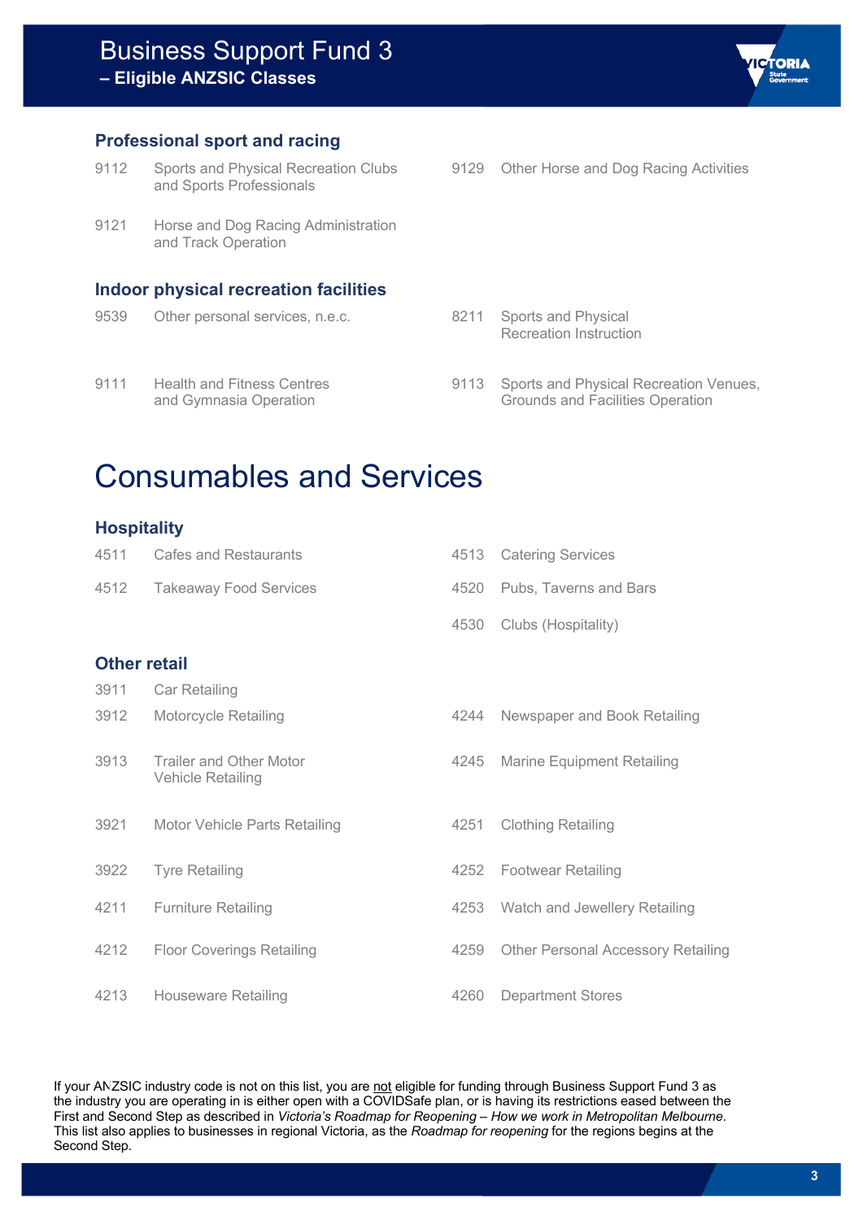## Professional sport and racing

- 9112 Sports and Physical Recreation Clubs and Sports Professionals
- 9121 Horse and Dog Racing Administration and Track Operation
- 9129 Other Horse and Dog Racing Activities

## Indoor physical recreation facilities

- 9539 Other personal services, n.e.c.
- 9111 Health and Fitness Centres and Gymnasia Operation
- 8211 Sports and Physical Recreation Instruction
- 9113 Sports and Physical Recreation Venues, Grounds and Facilities Operation

# Consumables and Services

## Hospitality

- 4511 Cafes and Restaurants
- 4512 Takeaway Food Services
- 4513 Catering Services
- 4520 Pubs, Taverns and Bars
- 4530 Clubs (Hospitality)

## Other retail

- 3911 Car Retailing
- 3912 Motorcycle Retailing
- 3913 Trailer and Other Motor Vehicle Retailing
- 3921 Motor Vehicle Parts Retailing
- 3922 Tyre Retailing
- 4211 Furniture Retailing
- 4212 Floor Coverings Retailing
- 4213 Houseware Retailing
- 4244 Newspaper and Book Retailing
- 4245 Marine Equipment Retailing
- 4251 Clothing Retailing
- 4252 Footwear Retailing
- 4253 Watch and Jewellery Retailing
- 4259 Other Personal Accessory Retailing
- 4260 Department Stores

If your ANZSIC industry code is not on this list, you are not eligible for funding through Business Support Fund 3 as the industry you are operating in is either open with a COVIDSafe plan, or is having its restrictions eased between the First and Second Step as described in *Victoria's Roadmap for Reopening – How we work in Metropolitan Melbourne*. This list also applies to businesses in regional Victoria, as the *Roadmap for reopening* for the regions begins at the Second Step.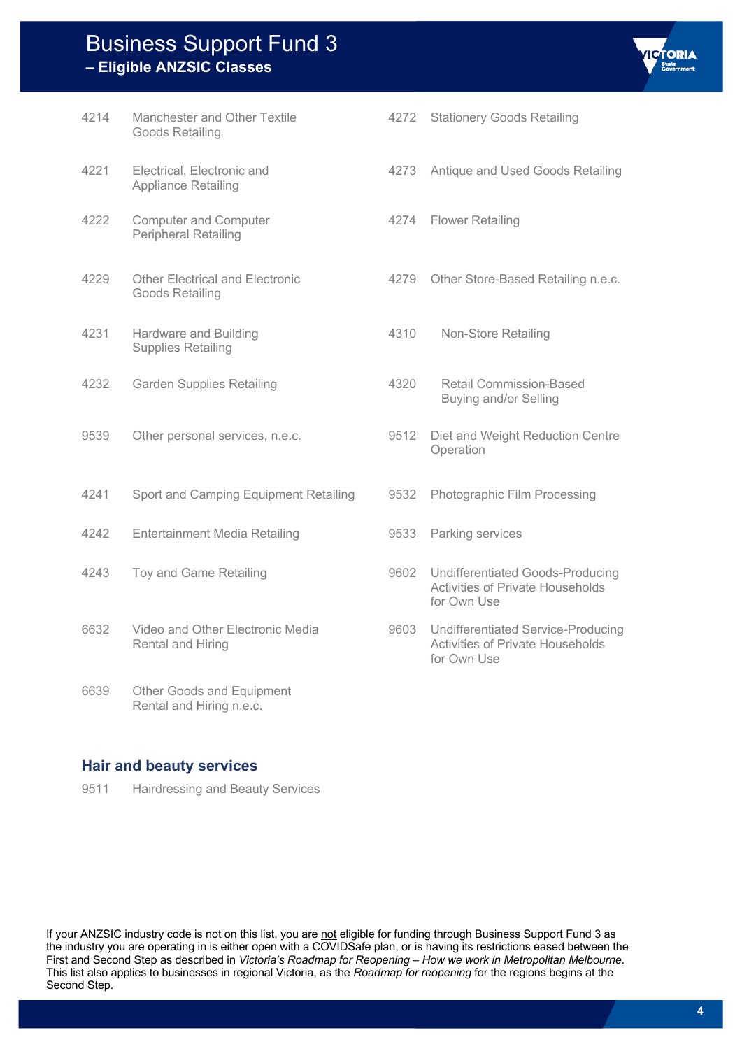# Business Support Fund 3
## – Eligible ANZSIC Classes

| Code | Class | Code | Class |
|---|---|---|---|
| 4214 | Manchester and Other Textile Goods Retailing | 4272 | Stationery Goods Retailing |
| 4221 | Electrical, Electronic and Appliance Retailing | 4273 | Antique and Used Goods Retailing |
| 4222 | Computer and Computer Peripheral Retailing | 4274 | Flower Retailing |
| 4229 | Other Electrical and Electronic Goods Retailing | 4279 | Other Store-Based Retailing n.e.c. |
| 4231 | Hardware and Building Supplies Retailing | 4310 | Non-Store Retailing |
| 4232 | Garden Supplies Retailing | 4320 | Retail Commission-Based Buying and/or Selling |
| 9539 | Other personal services, n.e.c. | 9512 | Diet and Weight Reduction Centre Operation |
| 4241 | Sport and Camping Equipment Retailing | 9532 | Photographic Film Processing |
| 4242 | Entertainment Media Retailing | 9533 | Parking services |
| 4243 | Toy and Game Retailing | 9602 | Undifferentiated Goods-Producing Activities of Private Households for Own Use |
| 6632 | Video and Other Electronic Media Rental and Hiring | 9603 | Undifferentiated Service-Producing Activities of Private Households for Own Use |
| 6639 | Other Goods and Equipment Rental and Hiring n.e.c. | | |

### Hair and beauty services

| Code | Class |
|---|---|
| 9511 | Hairdressing and Beauty Services |

If your ANZSIC industry code is not on this list, you are not eligible for funding through Business Support Fund 3 as the industry you are operating in is either open with a COVIDSafe plan, or is having its restrictions eased between the First and Second Step as described in *Victoria's Roadmap for Reopening – How we work in Metropolitan Melbourne*. This list also applies to businesses in regional Victoria, as the *Roadmap for reopening* for the regions begins at the Second Step.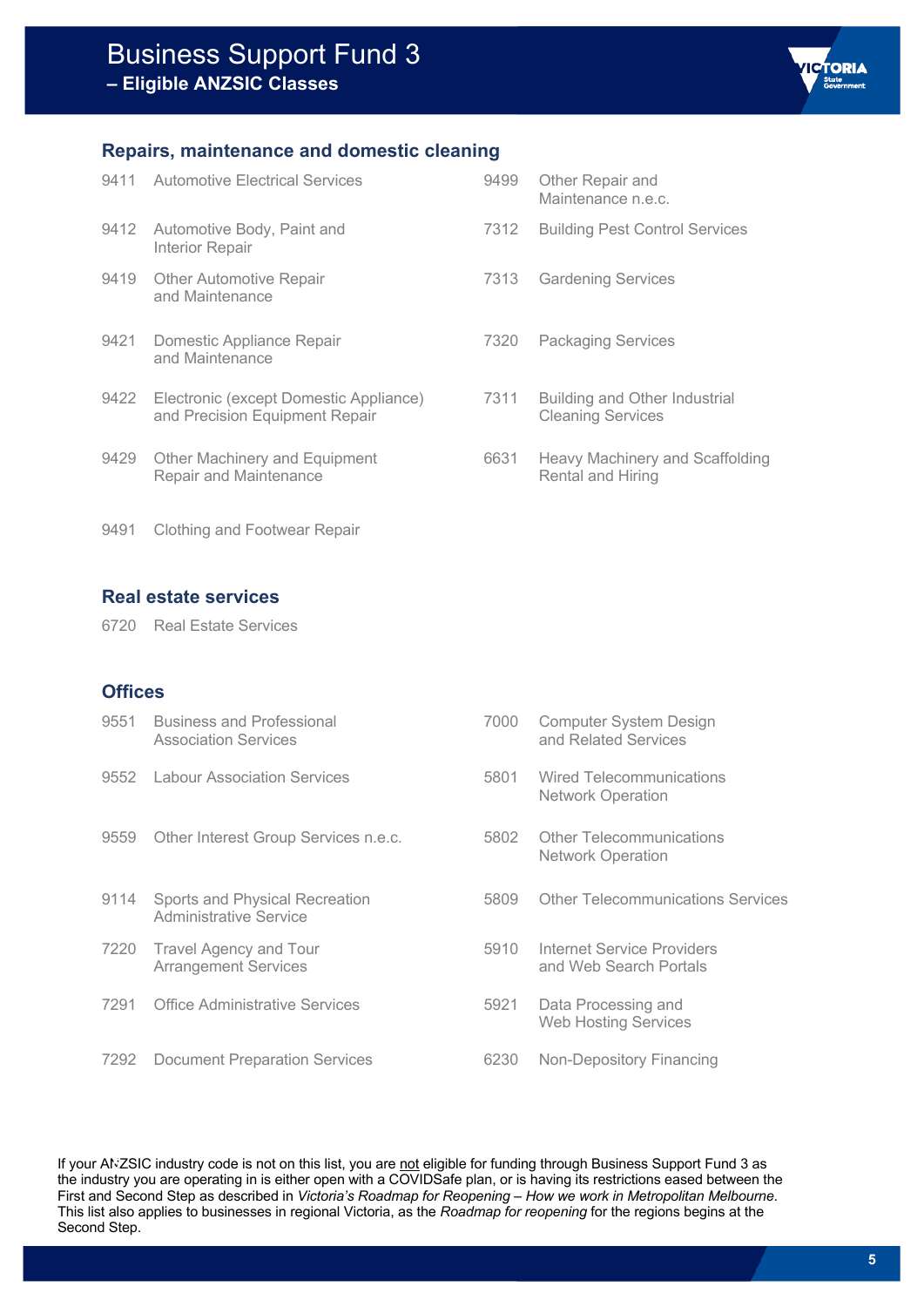# Business Support Fund 3
## – Eligible ANZSIC Classes

### Repairs, maintenance and domestic cleaning

| Code | Class |
|---|---|
| 9411 | Automotive Electrical Services |
| 9412 | Automotive Body, Paint and Interior Repair |
| 9419 | Other Automotive Repair and Maintenance |
| 9421 | Domestic Appliance Repair and Maintenance |
| 9422 | Electronic (except Domestic Appliance) and Precision Equipment Repair |
| 9429 | Other Machinery and Equipment Repair and Maintenance |
| 9491 | Clothing and Footwear Repair |
| 9499 | Other Repair and Maintenance n.e.c. |
| 7312 | Building Pest Control Services |
| 7313 | Gardening Services |
| 7320 | Packaging Services |
| 7311 | Building and Other Industrial Cleaning Services |
| 6631 | Heavy Machinery and Scaffolding Rental and Hiring |

### Real estate services

| Code | Class |
|---|---|
| 6720 | Real Estate Services |

### Offices

| Code | Class |
|---|---|
| 9551 | Business and Professional Association Services |
| 9552 | Labour Association Services |
| 9559 | Other Interest Group Services n.e.c. |
| 9114 | Sports and Physical Recreation Administrative Service |
| 7220 | Travel Agency and Tour Arrangement Services |
| 7291 | Office Administrative Services |
| 7292 | Document Preparation Services |
| 7000 | Computer System Design and Related Services |
| 5801 | Wired Telecommunications Network Operation |
| 5802 | Other Telecommunications Network Operation |
| 5809 | Other Telecommunications Services |
| 5910 | Internet Service Providers and Web Search Portals |
| 5921 | Data Processing and Web Hosting Services |
| 6230 | Non-Depository Financing |

If your ANZSIC industry code is not on this list, you are not eligible for funding through Business Support Fund 3 as the industry you are operating in is either open with a COVIDSafe plan, or is having its restrictions eased between the First and Second Step as described in *Victoria's Roadmap for Reopening – How we work in Metropolitan Melbourne*. This list also applies to businesses in regional Victoria, as the *Roadmap for reopening* for the regions begins at the Second Step.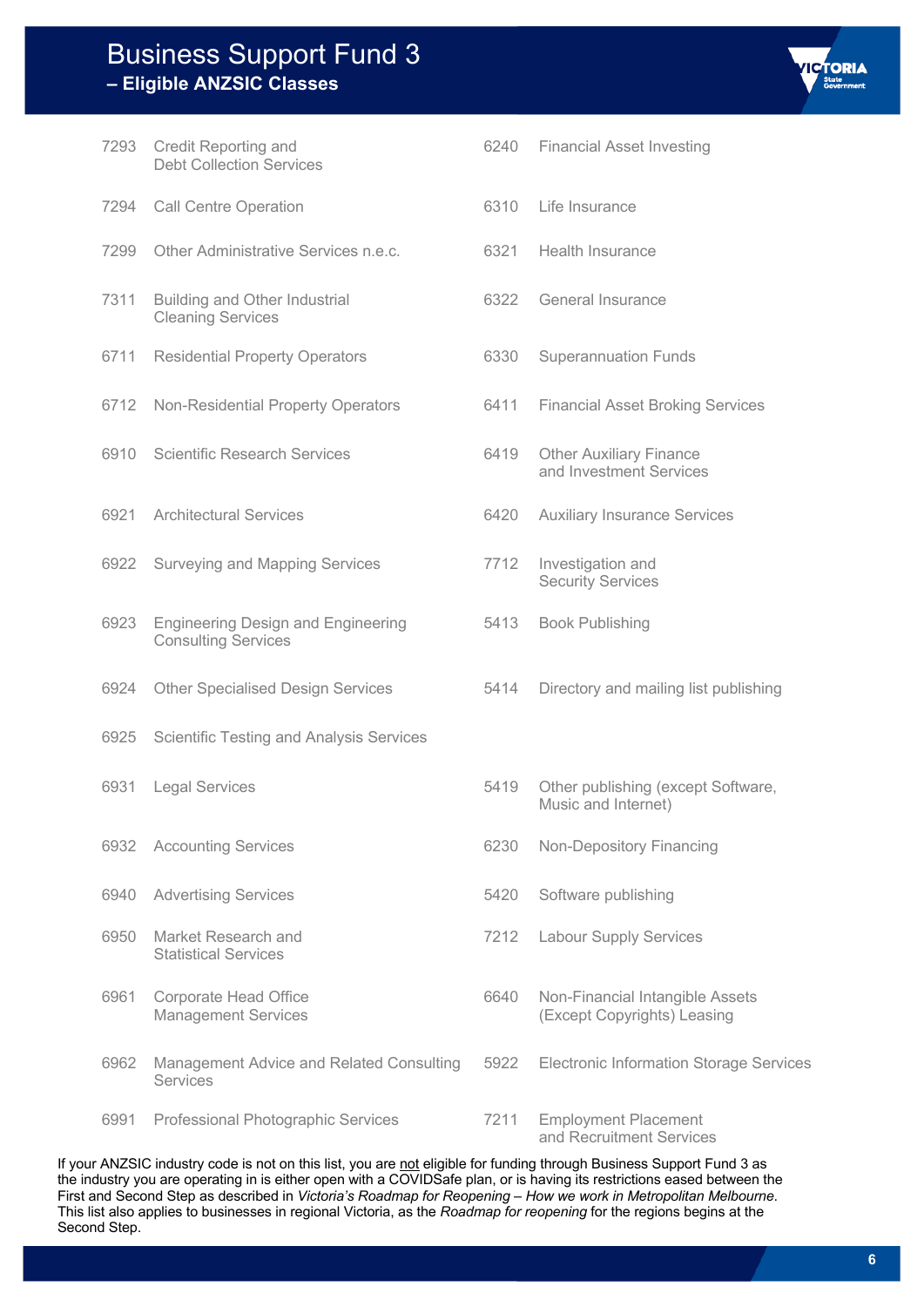# Business Support Fund 3

## – Eligible ANZSIC Classes

| Code | Class | Code | Class |
|---|---|---|---|
| 7293 | Credit Reporting and Debt Collection Services | 6240 | Financial Asset Investing |
| 7294 | Call Centre Operation | 6310 | Life Insurance |
| 7299 | Other Administrative Services n.e.c. | 6321 | Health Insurance |
| 7311 | Building and Other Industrial Cleaning Services | 6322 | General Insurance |
| 6711 | Residential Property Operators | 6330 | Superannuation Funds |
| 6712 | Non-Residential Property Operators | 6411 | Financial Asset Broking Services |
| 6910 | Scientific Research Services | 6419 | Other Auxiliary Finance and Investment Services |
| 6921 | Architectural Services | 6420 | Auxiliary Insurance Services |
| 6922 | Surveying and Mapping Services | 7712 | Investigation and Security Services |
| 6923 | Engineering Design and Engineering Consulting Services | 5413 | Book Publishing |
| 6924 | Other Specialised Design Services | 5414 | Directory and mailing list publishing |
| 6925 | Scientific Testing and Analysis Services | | |
| 6931 | Legal Services | 5419 | Other publishing (except Software, Music and Internet) |
| 6932 | Accounting Services | 6230 | Non-Depository Financing |
| 6940 | Advertising Services | 5420 | Software publishing |
| 6950 | Market Research and Statistical Services | 7212 | Labour Supply Services |
| 6961 | Corporate Head Office Management Services | 6640 | Non-Financial Intangible Assets (Except Copyrights) Leasing |
| 6962 | Management Advice and Related Consulting Services | 5922 | Electronic Information Storage Services |
| 6991 | Professional Photographic Services | 7211 | Employment Placement and Recruitment Services |

If your ANZSIC industry code is not on this list, you are not eligible for funding through Business Support Fund 3 as the industry you are operating in is either open with a COVIDSafe plan, or is having its restrictions eased between the First and Second Step as described in *Victoria's Roadmap for Reopening – How we work in Metropolitan Melbourne*. This list also applies to businesses in regional Victoria, as the *Roadmap for reopening* for the regions begins at the Second Step.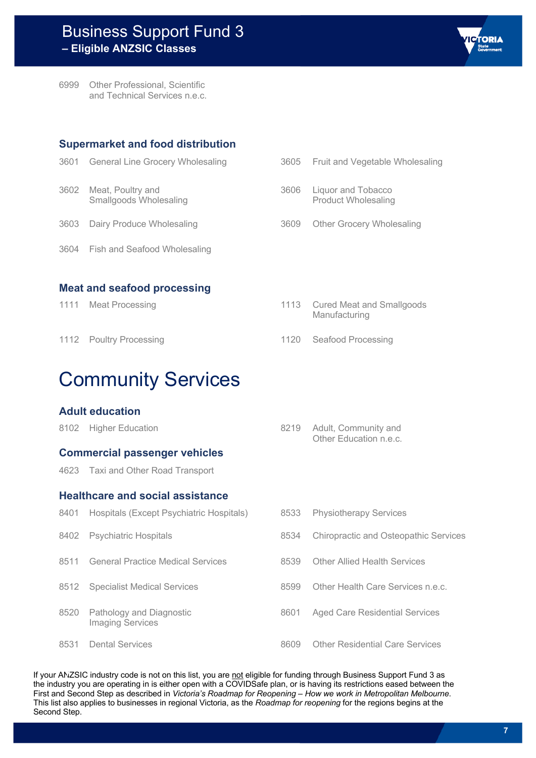6999 Other Professional, Scientific and Technical Services n.e.c.

### Supermarket and food distribution

- 3601 General Line Grocery Wholesaling
- 3602 Meat, Poultry and Smallgoods Wholesaling
- 3603 Dairy Produce Wholesaling
- 3604 Fish and Seafood Wholesaling
- 3605 Fruit and Vegetable Wholesaling
- 3606 Liquor and Tobacco Product Wholesaling
- 3609 Other Grocery Wholesaling

### Meat and seafood processing

- 1111 Meat Processing
- 1112 Poultry Processing
- 1113 Cured Meat and Smallgoods Manufacturing
- 1120 Seafood Processing

# Community Services

### Adult education

- 8102 Higher Education
- 8219 Adult, Community and Other Education n.e.c.

### Commercial passenger vehicles

- 4623 Taxi and Other Road Transport

### Healthcare and social assistance

- 8401 Hospitals (Except Psychiatric Hospitals)
- 8402 Psychiatric Hospitals
- 8511 General Practice Medical Services
- 8512 Specialist Medical Services
- 8520 Pathology and Diagnostic Imaging Services
- 8531 Dental Services
- 8533 Physiotherapy Services
- 8534 Chiropractic and Osteopathic Services
- 8539 Other Allied Health Services
- 8599 Other Health Care Services n.e.c.
- 8601 Aged Care Residential Services
- 8609 Other Residential Care Services

If your ANZSIC industry code is not on this list, you are not eligible for funding through Business Support Fund 3 as the industry you are operating in is either open with a COVIDSafe plan, or is having its restrictions eased between the First and Second Step as described in *Victoria's Roadmap for Reopening – How we work in Metropolitan Melbourne*. This list also applies to businesses in regional Victoria, as the *Roadmap for reopening* for the regions begins at the Second Step.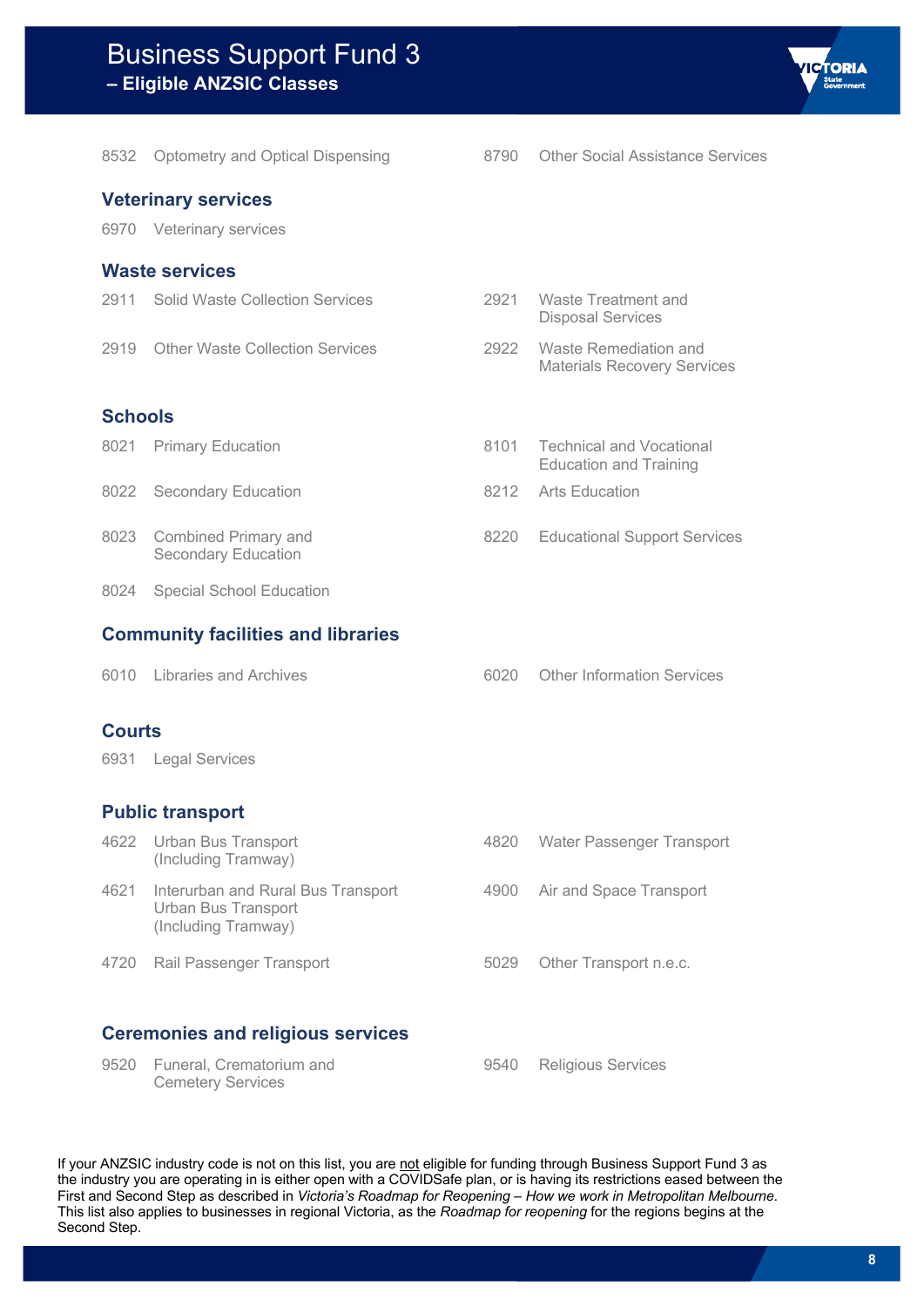# Business Support Fund 3
## – Eligible ANZSIC Classes

8532 Optometry and Optical Dispensing

8790 Other Social Assistance Services

### Veterinary services

6970 Veterinary services

### Waste services

2911 Solid Waste Collection Services

2919 Other Waste Collection Services

2921 Waste Treatment and Disposal Services

2922 Waste Remediation and Materials Recovery Services

### Schools

8021 Primary Education

8022 Secondary Education

8023 Combined Primary and Secondary Education

8024 Special School Education

8101 Technical and Vocational Education and Training

8212 Arts Education

8220 Educational Support Services

### Community facilities and libraries

6010 Libraries and Archives

6020 Other Information Services

### Courts

6931 Legal Services

### Public transport

4622 Urban Bus Transport (Including Tramway)

4621 Interurban and Rural Bus Transport Urban Bus Transport (Including Tramway)

4720 Rail Passenger Transport

4820 Water Passenger Transport

4900 Air and Space Transport

5029 Other Transport n.e.c.

### Ceremonies and religious services

9520 Funeral, Crematorium and Cemetery Services

9540 Religious Services

If your ANZSIC industry code is not on this list, you are not eligible for funding through Business Support Fund 3 as the industry you are operating in is either open with a COVIDSafe plan, or is having its restrictions eased between the First and Second Step as described in *Victoria's Roadmap for Reopening – How we work in Metropolitan Melbourne*. This list also applies to businesses in regional Victoria, as the *Roadmap for reopening* for the regions begins at the Second Step.